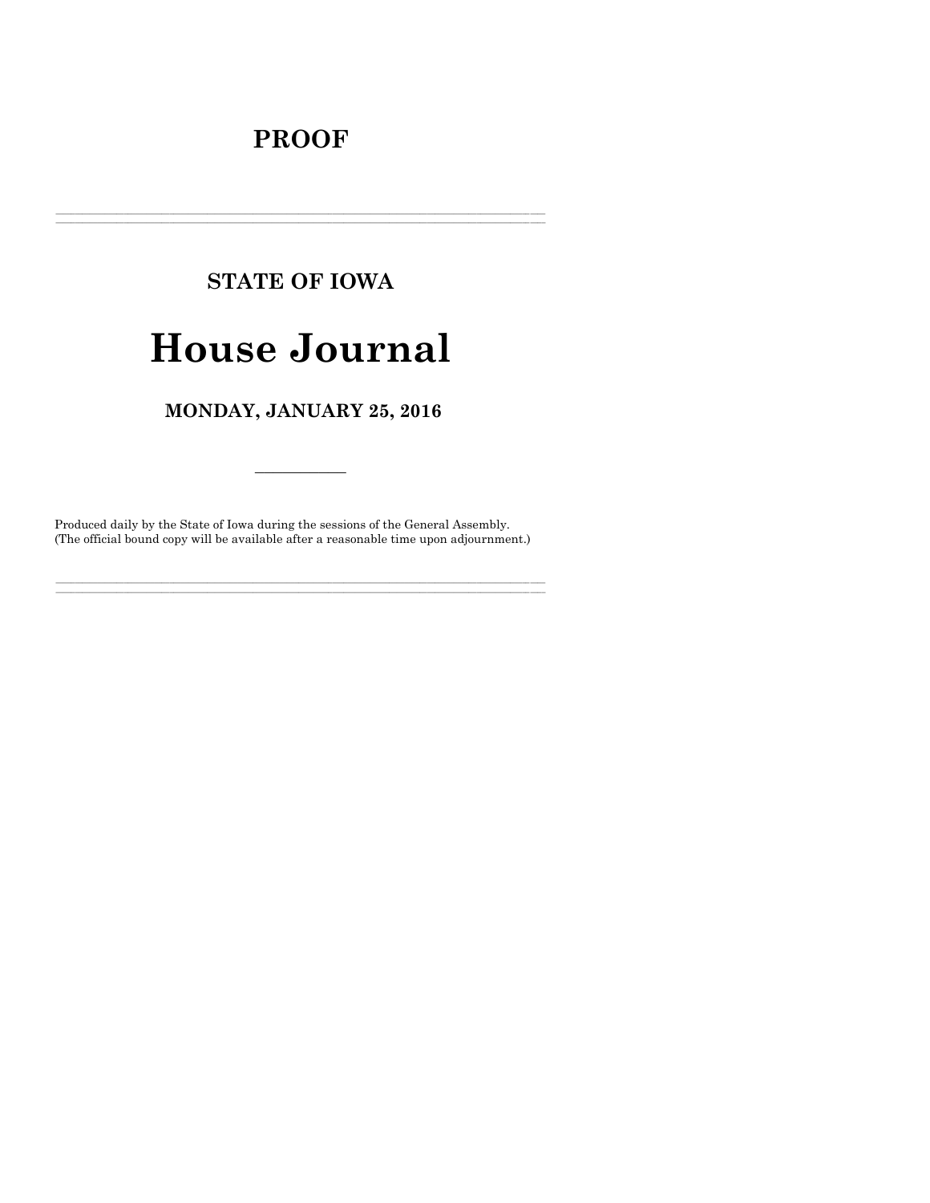# PROOF

---

## STATE OF IOWA

# House Journal

## MONDAY, JANUARY 25, 2016

---

Produced daily by the State of Iowa during the sessions of the General Assembly.
(The official bound copy will be available after a reasonable time upon adjournment.)

---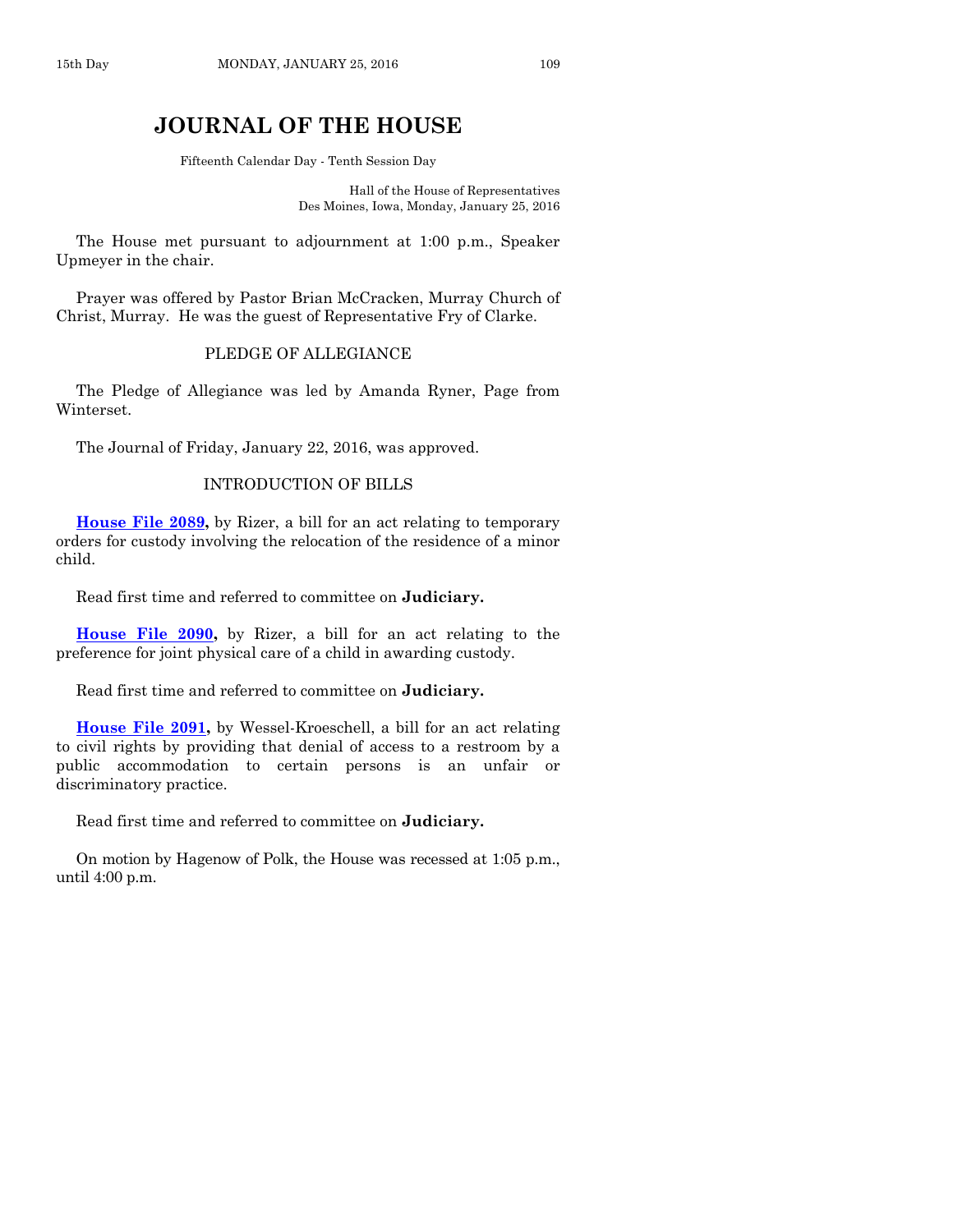# JOURNAL OF THE HOUSE

Fifteenth Calendar Day - Tenth Session Day

Hall of the House of Representatives
Des Moines, Iowa, Monday, January 25, 2016

The House met pursuant to adjournment at 1:00 p.m., Speaker Upmeyer in the chair.

Prayer was offered by Pastor Brian McCracken, Murray Church of Christ, Murray. He was the guest of Representative Fry of Clarke.

PLEDGE OF ALLEGIANCE

The Pledge of Allegiance was led by Amanda Ryner, Page from Winterset.

The Journal of Friday, January 22, 2016, was approved.

INTRODUCTION OF BILLS

**House File 2089,** by Rizer, a bill for an act relating to temporary orders for custody involving the relocation of the residence of a minor child.

Read first time and referred to committee on **Judiciary.**

**House File 2090,** by Rizer, a bill for an act relating to the preference for joint physical care of a child in awarding custody.

Read first time and referred to committee on **Judiciary.**

**House File 2091,** by Wessel-Kroeschell, a bill for an act relating to civil rights by providing that denial of access to a restroom by a public accommodation to certain persons is an unfair or discriminatory practice.

Read first time and referred to committee on **Judiciary.**

On motion by Hagenow of Polk, the House was recessed at 1:05 p.m., until 4:00 p.m.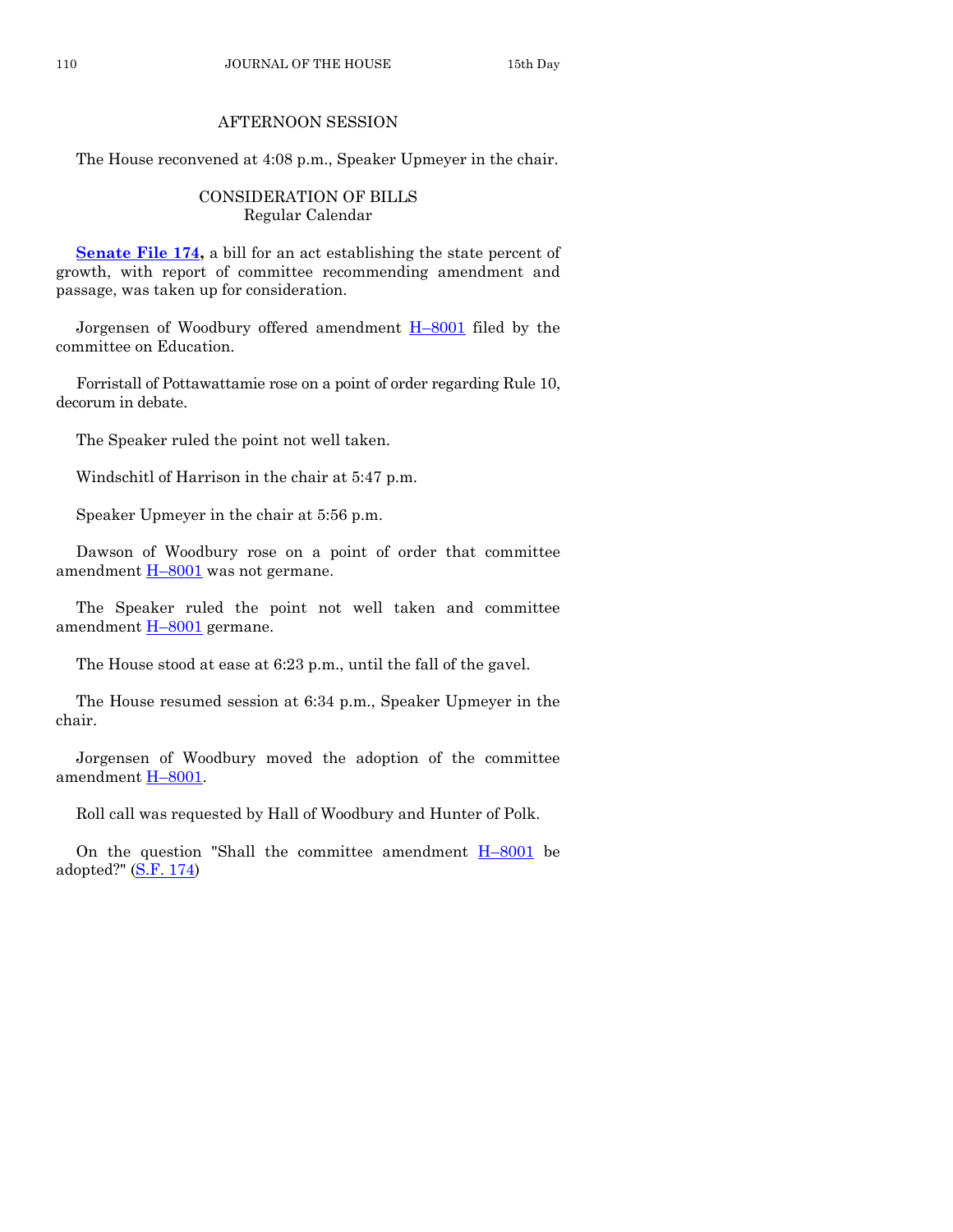## AFTERNOON SESSION

The House reconvened at 4:08 p.m., Speaker Upmeyer in the chair.

### CONSIDERATION OF BILLS
### Regular Calendar

**Senate File 174,** a bill for an act establishing the state percent of growth, with report of committee recommending amendment and passage, was taken up for consideration.

Jorgensen of Woodbury offered amendment H–8001 filed by the committee on Education.

Forristall of Pottawattamie rose on a point of order regarding Rule 10, decorum in debate.

The Speaker ruled the point not well taken.

Windschitl of Harrison in the chair at 5:47 p.m.

Speaker Upmeyer in the chair at 5:56 p.m.

Dawson of Woodbury rose on a point of order that committee amendment H–8001 was not germane.

The Speaker ruled the point not well taken and committee amendment H–8001 germane.

The House stood at ease at 6:23 p.m., until the fall of the gavel.

The House resumed session at 6:34 p.m., Speaker Upmeyer in the chair.

Jorgensen of Woodbury moved the adoption of the committee amendment H–8001.

Roll call was requested by Hall of Woodbury and Hunter of Polk.

On the question "Shall the committee amendment H–8001 be adopted?" (S.F. 174)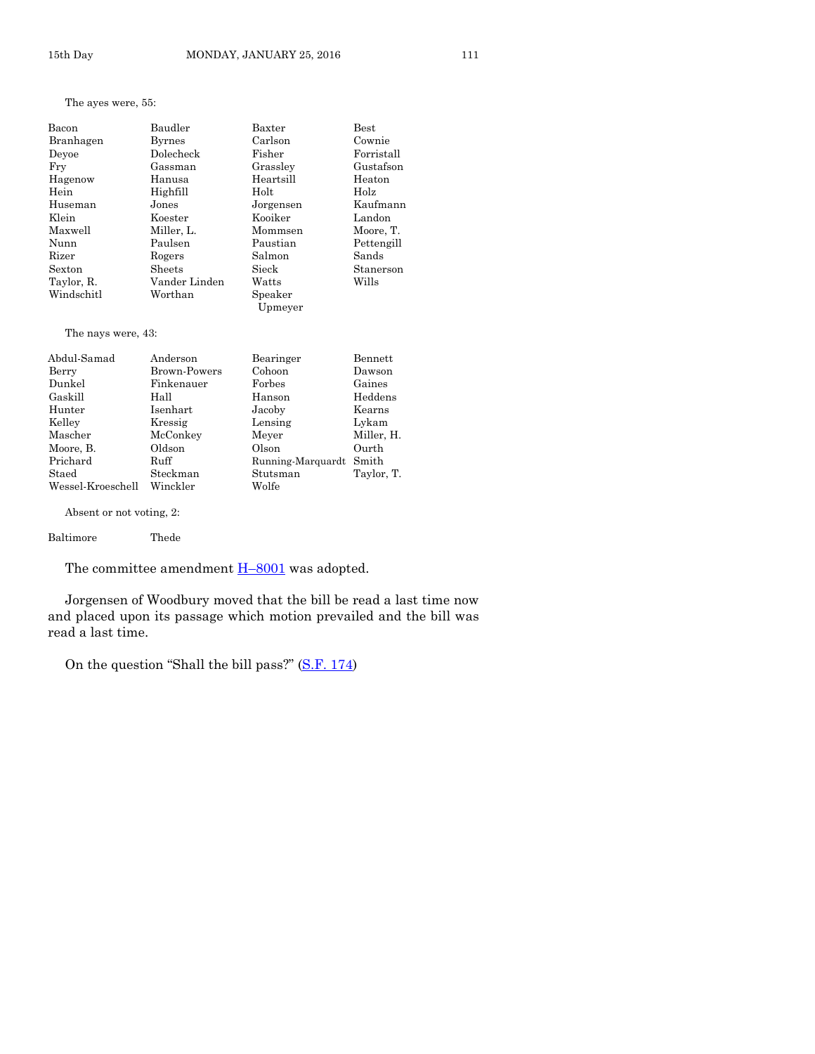The ayes were, 55:

| | | | |
|---|---|---|---|
| Bacon | Baudler | Baxter | Best |
| Branhagen | Byrnes | Carlson | Cownie |
| Deyoe | Dolecheck | Fisher | Forristall |
| Fry | Gassman | Grassley | Gustafson |
| Hagenow | Hanusa | Heartsill | Heaton |
| Hein | Highfill | Holt | Holz |
| Huseman | Jones | Jorgensen | Kaufmann |
| Klein | Koester | Kooiker | Landon |
| Maxwell | Miller, L. | Mommsen | Moore, T. |
| Nunn | Paulsen | Paustian | Pettengill |
| Rizer | Rogers | Salmon | Sands |
| Sexton | Sheets | Sieck | Stanerson |
| Taylor, R. | Vander Linden | Watts | Wills |
| Windschitl | Worthan | Speaker Upmeyer | |

The nays were, 43:

| | | | |
|---|---|---|---|
| Abdul-Samad | Anderson | Bearinger | Bennett |
| Berry | Brown-Powers | Cohoon | Dawson |
| Dunkel | Finkenauer | Forbes | Gaines |
| Gaskill | Hall | Hanson | Heddens |
| Hunter | Isenhart | Jacoby | Kearns |
| Kelley | Kressig | Lensing | Lykam |
| Mascher | McConkey | Meyer | Miller, H. |
| Moore, B. | Oldson | Olson | Ourth |
| Prichard | Ruff | Running-Marquardt | Smith |
| Staed | Steckman | Stutsman | Taylor, T. |
| Wessel-Kroeschell | Winckler | Wolfe | |

Absent or not voting, 2:

| | |
|---|---|
| Baltimore | Thede |

The committee amendment H–8001 was adopted.

Jorgensen of Woodbury moved that the bill be read a last time now and placed upon its passage which motion prevailed and the bill was read a last time.

On the question "Shall the bill pass?" (S.F. 174)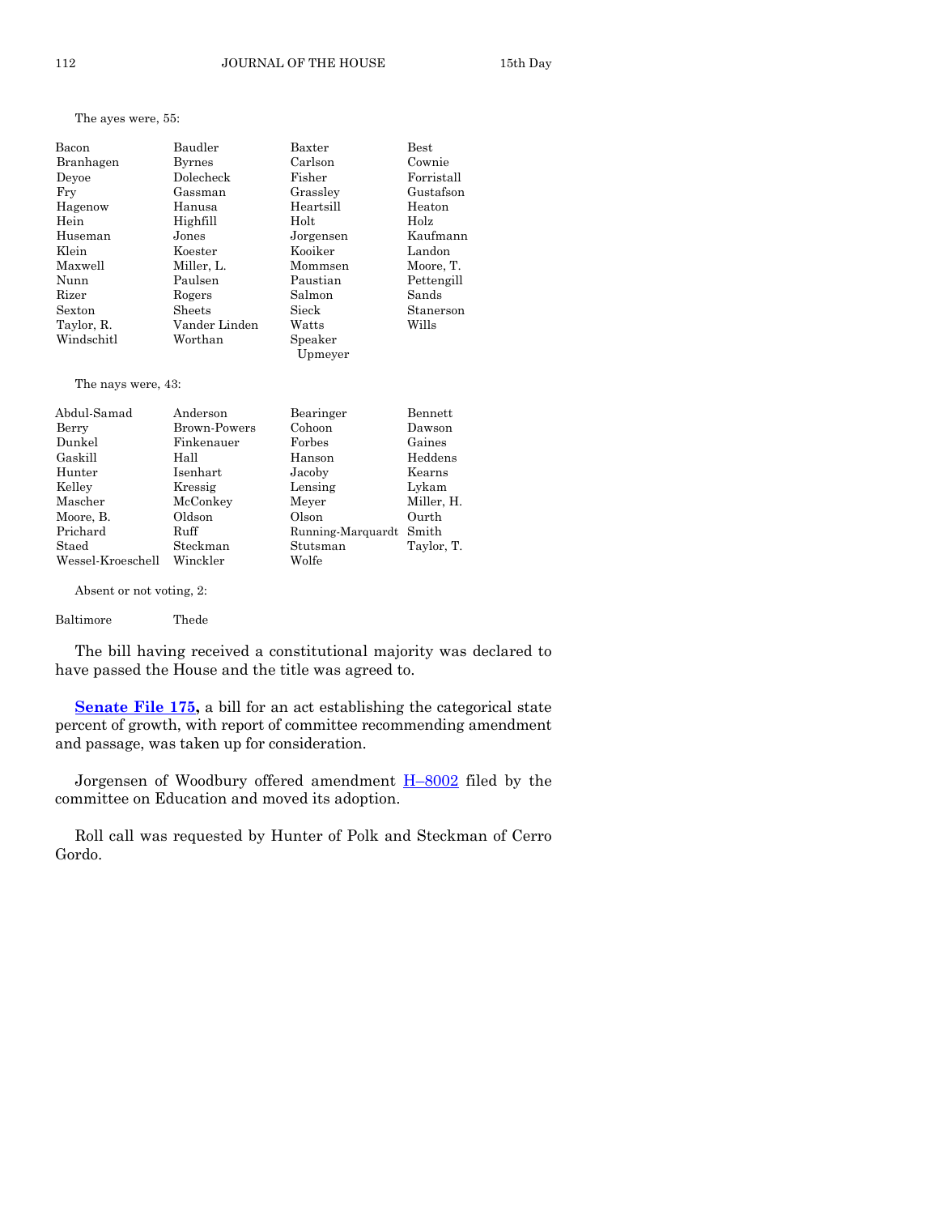The ayes were, 55:

| | | | |
|---|---|---|---|
| Bacon | Baudler | Baxter | Best |
| Branhagen | Byrnes | Carlson | Cownie |
| Deyoe | Dolecheck | Fisher | Forristall |
| Fry | Gassman | Grassley | Gustafson |
| Hagenow | Hanusa | Heartsill | Heaton |
| Hein | Highfill | Holt | Holz |
| Huseman | Jones | Jorgensen | Kaufmann |
| Klein | Koester | Kooiker | Landon |
| Maxwell | Miller, L. | Mommsen | Moore, T. |
| Nunn | Paulsen | Paustian | Pettengill |
| Rizer | Rogers | Salmon | Sands |
| Sexton | Sheets | Sieck | Stanerson |
| Taylor, R. | Vander Linden | Watts | Wills |
| Windschitl | Worthan | Speaker Upmeyer | |

The nays were, 43:

| | | | |
|---|---|---|---|
| Abdul-Samad | Anderson | Bearinger | Bennett |
| Berry | Brown-Powers | Cohoon | Dawson |
| Dunkel | Finkenauer | Forbes | Gaines |
| Gaskill | Hall | Hanson | Heddens |
| Hunter | Isenhart | Jacoby | Kearns |
| Kelley | Kressig | Lensing | Lykam |
| Mascher | McConkey | Meyer | Miller, H. |
| Moore, B. | Oldson | Olson | Ourth |
| Prichard | Ruff | Running-Marquardt | Smith |
| Staed | Steckman | Stutsman | Taylor, T. |
| Wessel-Kroeschell | Winckler | Wolfe | |

Absent or not voting, 2:

| | |
|---|---|
| Baltimore | Thede |

The bill having received a constitutional majority was declared to have passed the House and the title was agreed to.

**Senate File 175,** a bill for an act establishing the categorical state percent of growth, with report of committee recommending amendment and passage, was taken up for consideration.

Jorgensen of Woodbury offered amendment H–8002 filed by the committee on Education and moved its adoption.

Roll call was requested by Hunter of Polk and Steckman of Cerro Gordo.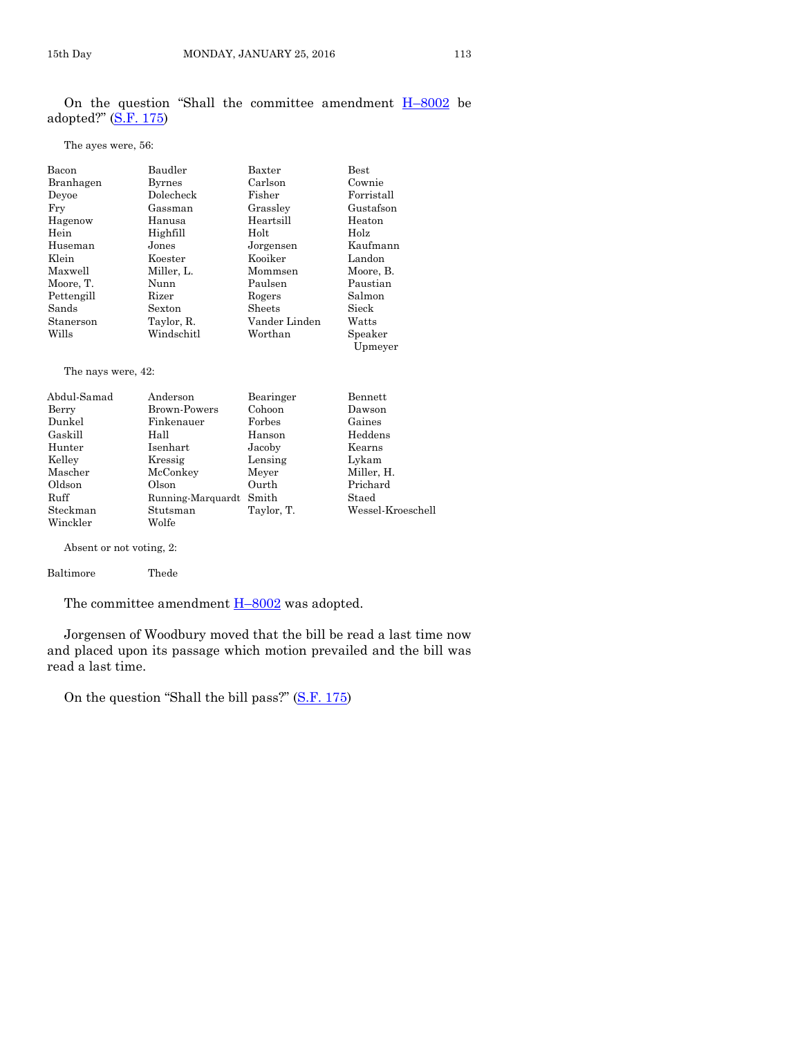On the question "Shall the committee amendment H–8002 be adopted?" (S.F. 175)

The ayes were, 56:

| | | | |
|---|---|---|---|
| Bacon | Baudler | Baxter | Best |
| Branhagen | Byrnes | Carlson | Cownie |
| Deyoe | Dolecheck | Fisher | Forristall |
| Fry | Gassman | Grassley | Gustafson |
| Hagenow | Hanusa | Heartsill | Heaton |
| Hein | Highfill | Holt | Holz |
| Huseman | Jones | Jorgensen | Kaufmann |
| Klein | Koester | Kooiker | Landon |
| Maxwell | Miller, L. | Mommsen | Moore, B. |
| Moore, T. | Nunn | Paulsen | Paustian |
| Pettengill | Rizer | Rogers | Salmon |
| Sands | Sexton | Sheets | Sieck |
| Stanerson | Taylor, R. | Vander Linden | Watts |
| Wills | Windschitl | Worthan | Speaker Upmeyer |

The nays were, 42:

| | | | |
|---|---|---|---|
| Abdul-Samad | Anderson | Bearinger | Bennett |
| Berry | Brown-Powers | Cohoon | Dawson |
| Dunkel | Finkenauer | Forbes | Gaines |
| Gaskill | Hall | Hanson | Heddens |
| Hunter | Isenhart | Jacoby | Kearns |
| Kelley | Kressig | Lensing | Lykam |
| Mascher | McConkey | Meyer | Miller, H. |
| Oldson | Olson | Ourth | Prichard |
| Ruff | Running-Marquardt | Smith | Staed |
| Steckman | Stutsman | Taylor, T. | Wessel-Kroeschell |
| Winckler | Wolfe | | |

Absent or not voting, 2:

| | |
|---|---|
| Baltimore | Thede |

The committee amendment H–8002 was adopted.

Jorgensen of Woodbury moved that the bill be read a last time now and placed upon its passage which motion prevailed and the bill was read a last time.

On the question "Shall the bill pass?" (S.F. 175)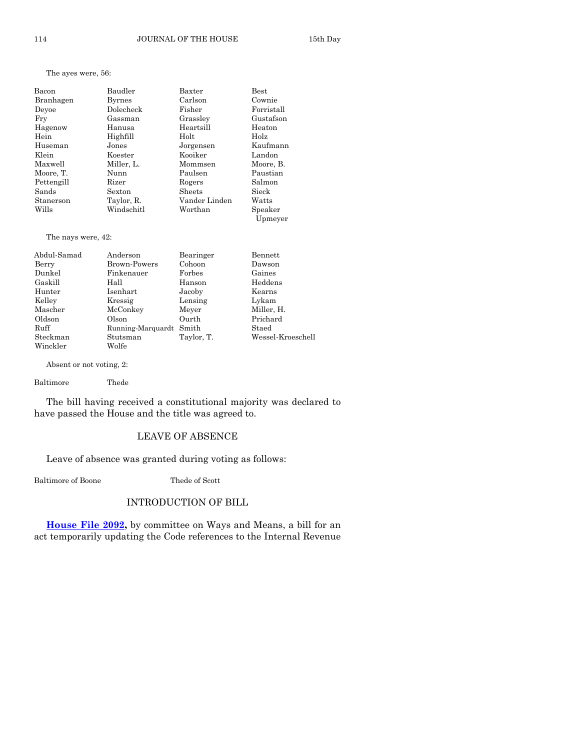The ayes were, 56:

| | | | |
|---|---|---|---|
| Bacon | Baudler | Baxter | Best |
| Branhagen | Byrnes | Carlson | Cownie |
| Deyoe | Dolecheck | Fisher | Forristall |
| Fry | Gassman | Grassley | Gustafson |
| Hagenow | Hanusa | Heartsill | Heaton |
| Hein | Highfill | Holt | Holz |
| Huseman | Jones | Jorgensen | Kaufmann |
| Klein | Koester | Kooiker | Landon |
| Maxwell | Miller, L. | Mommsen | Moore, B. |
| Moore, T. | Nunn | Paulsen | Paustian |
| Pettengill | Rizer | Rogers | Salmon |
| Sands | Sexton | Sheets | Sieck |
| Stanerson | Taylor, R. | Vander Linden | Watts |
| Wills | Windschitl | Worthan | Speaker Upmeyer |

The nays were, 42:

| | | | |
|---|---|---|---|
| Abdul-Samad | Anderson | Bearinger | Bennett |
| Berry | Brown-Powers | Cohoon | Dawson |
| Dunkel | Finkenauer | Forbes | Gaines |
| Gaskill | Hall | Hanson | Heddens |
| Hunter | Isenhart | Jacoby | Kearns |
| Kelley | Kressig | Lensing | Lykam |
| Mascher | McConkey | Meyer | Miller, H. |
| Oldson | Olson | Ourth | Prichard |
| Ruff | Running-Marquardt | Smith | Staed |
| Steckman | Stutsman | Taylor, T. | Wessel-Kroeschell |
| Winckler | Wolfe | | |

Absent or not voting, 2:

Baltimore Thede

The bill having received a constitutional majority was declared to have passed the House and the title was agreed to.

## LEAVE OF ABSENCE

Leave of absence was granted during voting as follows:

Baltimore of Boone Thede of Scott

## INTRODUCTION OF BILL

**House File 2092,** by committee on Ways and Means, a bill for an act temporarily updating the Code references to the Internal Revenue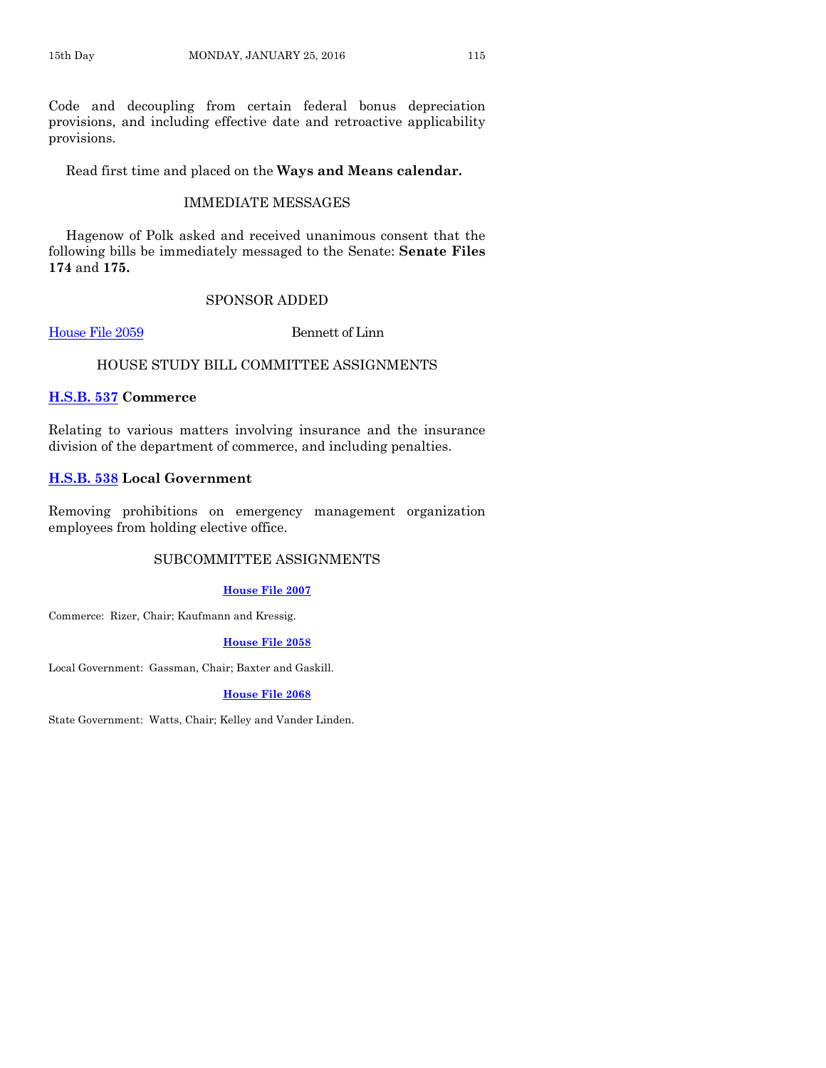Code and decoupling from certain federal bonus depreciation provisions, and including effective date and retroactive applicability provisions.

Read first time and placed on the **Ways and Means calendar.**

## IMMEDIATE MESSAGES

Hagenow of Polk asked and received unanimous consent that the following bills be immediately messaged to the Senate: **Senate Files 174** and **175.**

## SPONSOR ADDED

House File 2059 Bennett of Linn

## HOUSE STUDY BILL COMMITTEE ASSIGNMENTS

**H.S.B. 537 Commerce**

Relating to various matters involving insurance and the insurance division of the department of commerce, and including penalties.

**H.S.B. 538 Local Government**

Removing prohibitions on emergency management organization employees from holding elective office.

## SUBCOMMITTEE ASSIGNMENTS

**House File 2007**

Commerce: Rizer, Chair; Kaufmann and Kressig.

**House File 2058**

Local Government: Gassman, Chair; Baxter and Gaskill.

**House File 2068**

State Government: Watts, Chair; Kelley and Vander Linden.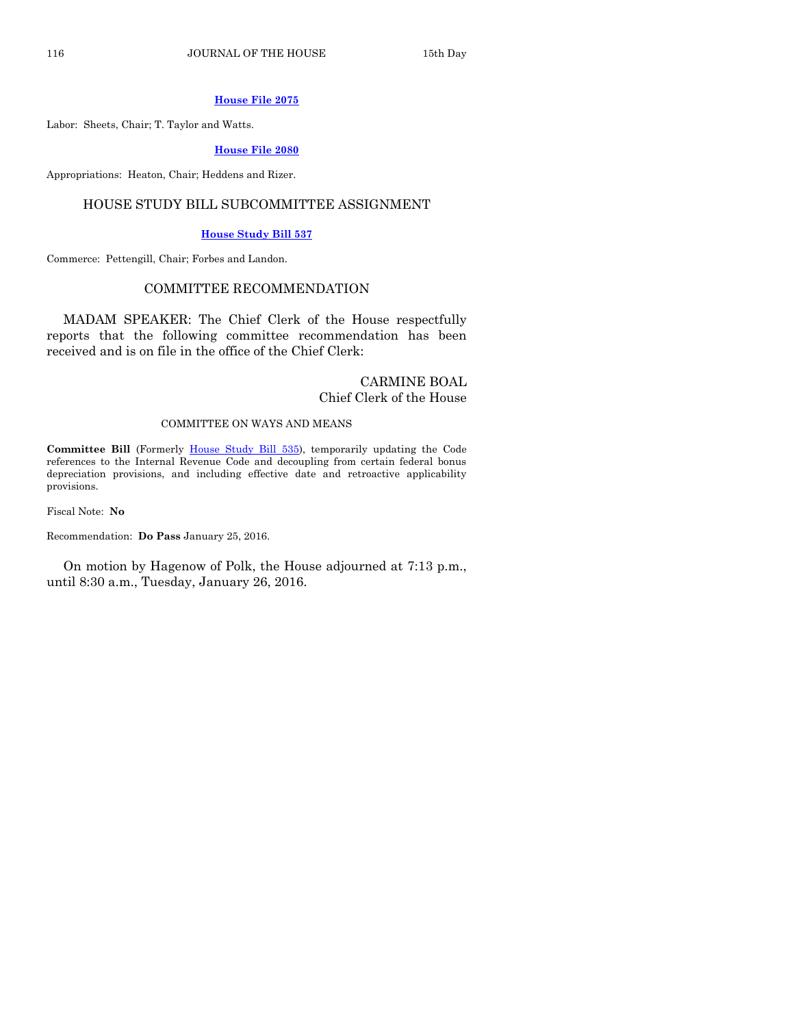**House File 2075**

Labor: Sheets, Chair; T. Taylor and Watts.

**House File 2080**

Appropriations: Heaton, Chair; Heddens and Rizer.

## HOUSE STUDY BILL SUBCOMMITTEE ASSIGNMENT

**House Study Bill 537**

Commerce: Pettengill, Chair; Forbes and Landon.

## COMMITTEE RECOMMENDATION

MADAM SPEAKER: The Chief Clerk of the House respectfully reports that the following committee recommendation has been received and is on file in the office of the Chief Clerk:

CARMINE BOAL
Chief Clerk of the House

### COMMITTEE ON WAYS AND MEANS

**Committee Bill** (Formerly House Study Bill 535), temporarily updating the Code references to the Internal Revenue Code and decoupling from certain federal bonus depreciation provisions, and including effective date and retroactive applicability provisions.

Fiscal Note: **No**

Recommendation: **Do Pass** January 25, 2016.

On motion by Hagenow of Polk, the House adjourned at 7:13 p.m., until 8:30 a.m., Tuesday, January 26, 2016.